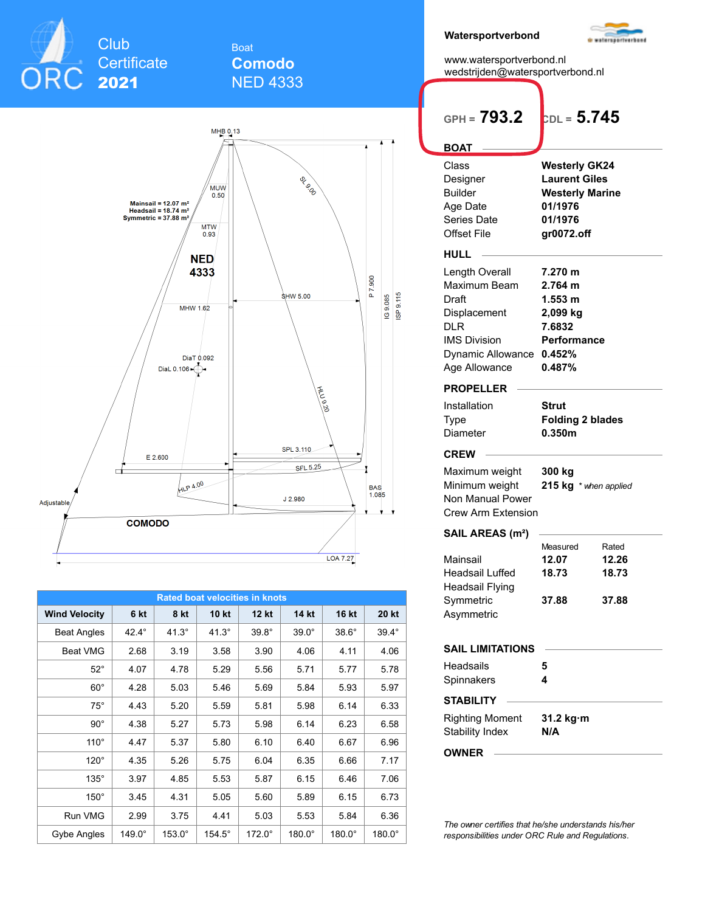# ORC Club Certificate 2021

**Boat**
**Comodo**
NED 4333

**Watersportverbond**

www.watersportverbond.nl
wedstrijden@watersportverbond.nl

GPH = **793.2** CDL = **5.745**

## BOAT

| | |
|---|---|
| Class | **Westerly GK24** |
| Designer | **Laurent Giles** |
| Builder | **Westerly Marine** |
| Age Date | **01/1976** |
| Series Date | **01/1976** |
| Offset File | **gr0072.off** |

## HULL

| | |
|---|---|
| Length Overall | **7.270 m** |
| Maximum Beam | **2.764 m** |
| Draft | **1.553 m** |
| Displacement | **2,099 kg** |
| DLR | **7.6832** |
| IMS Division | **Performance** |
| Dynamic Allowance | **0.452%** |
| Age Allowance | **0.487%** |

## PROPELLER

| | |
|---|---|
| Installation | **Strut** |
| Type | **Folding 2 blades** |
| Diameter | **0.350m** |

## CREW

| | |
|---|---|
| Maximum weight | **300 kg** |
| Minimum weight | **215 kg** *\* when applied* |
| Non Manual Power | |
| Crew Arm Extension | |

## SAIL AREAS (m²)

| | Measured | Rated |
|---|---|---|
| Mainsail | **12.07** | **12.26** |
| Headsail Luffed | **18.73** | **18.73** |
| Headsail Flying | | |
| Symmetric | **37.88** | **37.88** |
| Asymmetric | | |

## SAIL LIMITATIONS

| | |
|---|---|
| Headsails | **5** |
| Spinnakers | **4** |

## STABILITY

| | |
|---|---|
| Righting Moment | **31.2 kg·m** |
| Stability Index | **N/A** |

## OWNER

*The owner certifies that he/she understands his/her responsibilities under ORC Rule and Regulations.*

Mainsail = 12.07 m²
Headsail = 18.74 m²
Symmetric = 37.88 m²

MHB 0.13, MUW 0.50, MTW 0.93, MHW 1.62, SL 9.00, SHW 5.00, P 7.900, IG 9.085, ISP 9.115, DiaT 0.092, DiaL 0.106, HLU 9.20, SPL 3.110, SFL 5.25, E 2.600, HLP 4.00, J 2.980, BAS 1.085, LOA 7.27, Adjustable

NED 4333

COMODO

**Rated boat velocities in knots**

| Wind Velocity | 6 kt | 8 kt | 10 kt | 12 kt | 14 kt | 16 kt | 20 kt |
|---|---|---|---|---|---|---|---|
| Beat Angles | 42.4° | 41.3° | 41.3° | 39.8° | 39.0° | 38.6° | 39.4° |
| Beat VMG | 2.68 | 3.19 | 3.58 | 3.90 | 4.06 | 4.11 | 4.06 |
| 52° | 4.07 | 4.78 | 5.29 | 5.56 | 5.71 | 5.77 | 5.78 |
| 60° | 4.28 | 5.03 | 5.46 | 5.69 | 5.84 | 5.93 | 5.97 |
| 75° | 4.43 | 5.20 | 5.59 | 5.81 | 5.98 | 6.14 | 6.33 |
| 90° | 4.38 | 5.27 | 5.73 | 5.98 | 6.14 | 6.23 | 6.58 |
| 110° | 4.47 | 5.37 | 5.80 | 6.10 | 6.40 | 6.67 | 6.96 |
| 120° | 4.35 | 5.26 | 5.75 | 6.04 | 6.35 | 6.66 | 7.17 |
| 135° | 3.97 | 4.85 | 5.53 | 5.87 | 6.15 | 6.46 | 7.06 |
| 150° | 3.45 | 4.31 | 5.05 | 5.60 | 5.89 | 6.15 | 6.73 |
| Run VMG | 2.99 | 3.75 | 4.41 | 5.03 | 5.53 | 5.84 | 6.36 |
| Gybe Angles | 149.0° | 153.0° | 154.5° | 172.0° | 180.0° | 180.0° | 180.0° |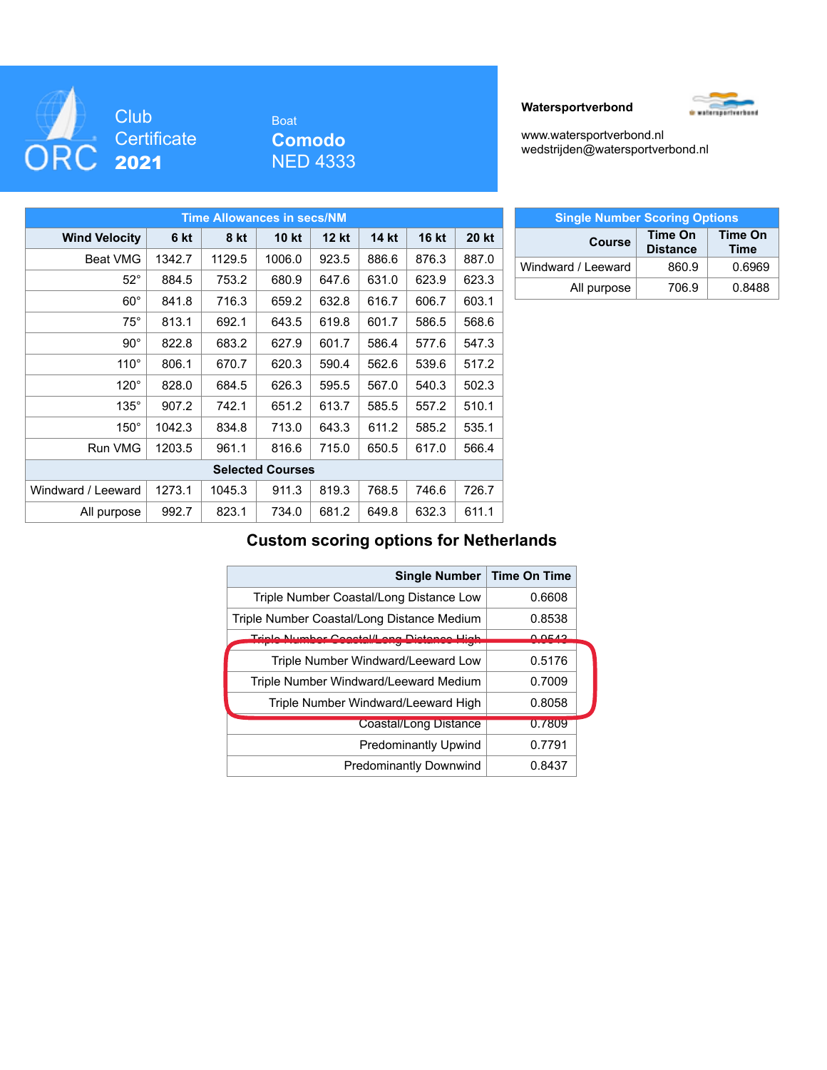ORC Club Certificate **2021**

Boat
**Comodo**
NED 4333

**Watersportverbond**

www.watersportverbond.nl
wedstrijden@watersportverbond.nl

| Time Allowances in secs/NM | | | | | | | |
|---|---|---|---|---|---|---|---|
| **Wind Velocity** | **6 kt** | **8 kt** | **10 kt** | **12 kt** | **14 kt** | **16 kt** | **20 kt** |
| Beat VMG | 1342.7 | 1129.5 | 1006.0 | 923.5 | 886.6 | 876.3 | 887.0 |
| 52° | 884.5 | 753.2 | 680.9 | 647.6 | 631.0 | 623.9 | 623.3 |
| 60° | 841.8 | 716.3 | 659.2 | 632.8 | 616.7 | 606.7 | 603.1 |
| 75° | 813.1 | 692.1 | 643.5 | 619.8 | 601.7 | 586.5 | 568.6 |
| 90° | 822.8 | 683.2 | 627.9 | 601.7 | 586.4 | 577.6 | 547.3 |
| 110° | 806.1 | 670.7 | 620.3 | 590.4 | 562.6 | 539.6 | 517.2 |
| 120° | 828.0 | 684.5 | 626.3 | 595.5 | 567.0 | 540.3 | 502.3 |
| 135° | 907.2 | 742.1 | 651.2 | 613.7 | 585.5 | 557.2 | 510.1 |
| 150° | 1042.3 | 834.8 | 713.0 | 643.3 | 611.2 | 585.2 | 535.1 |
| Run VMG | 1203.5 | 961.1 | 816.6 | 715.0 | 650.5 | 617.0 | 566.4 |
| **Selected Courses** | | | | | | | |
| Windward / Leeward | 1273.1 | 1045.3 | 911.3 | 819.3 | 768.5 | 746.6 | 726.7 |
| All purpose | 992.7 | 823.1 | 734.0 | 681.2 | 649.8 | 632.3 | 611.1 |

| Single Number Scoring Options | | |
|---|---|---|
| **Course** | **Time On Distance** | **Time On Time** |
| Windward / Leeward | 860.9 | 0.6969 |
| All purpose | 706.9 | 0.8488 |

## Custom scoring options for Netherlands

| Single Number | Time On Time |
|---|---|
| Triple Number Coastal/Long Distance Low | 0.6608 |
| Triple Number Coastal/Long Distance Medium | 0.8538 |
| Triple Number Coastal/Long Distance High | 0.9543 |
| Triple Number Windward/Leeward Low | 0.5176 |
| Triple Number Windward/Leeward Medium | 0.7009 |
| Triple Number Windward/Leeward High | 0.8058 |
| Coastal/Long Distance | 0.7809 |
| Predominantly Upwind | 0.7791 |
| Predominantly Downwind | 0.8437 |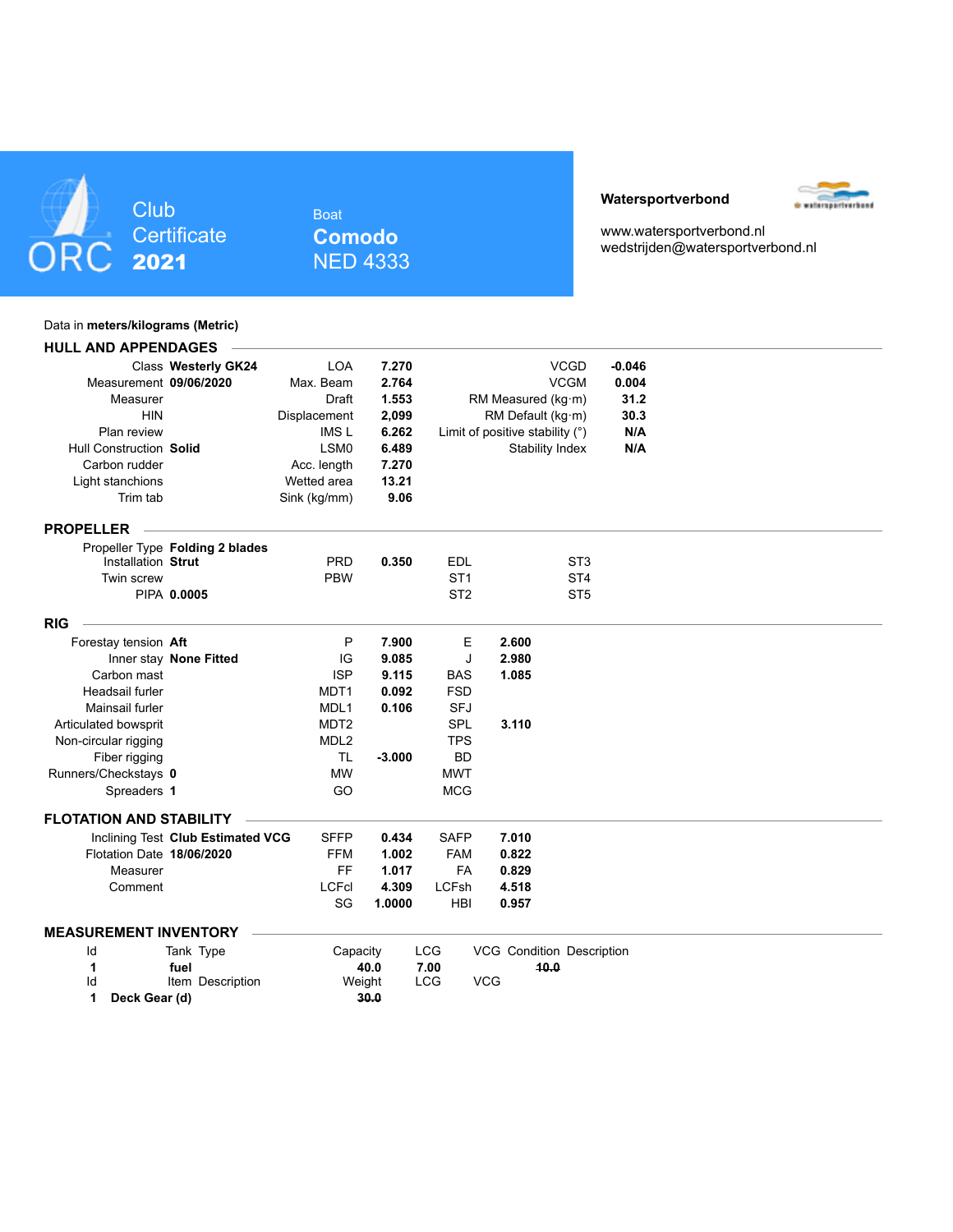ORC Club Certificate **2021**

Boat **Comodo** NED 4333

**Watersportverbond**

www.watersportverbond.nl
wedstrijden@watersportverbond.nl

Data in **meters/kilograms (Metric)**

## HULL AND APPENDAGES

| | | | | | |
|---|---|---|---|---|---|
| Class | **Westerly GK24** | LOA | **7.270** | VCGD | **-0.046** |
| Measurement | **09/06/2020** | Max. Beam | **2.764** | VCGM | **0.004** |
| Measurer | | Draft | **1.553** | RM Measured (kg·m) | **31.2** |
| HIN | | Displacement | **2,099** | RM Default (kg·m) | **30.3** |
| Plan review | | IMS L | **6.262** | Limit of positive stability (°) | **N/A** |
| Hull Construction | **Solid** | LSM0 | **6.489** | Stability Index | **N/A** |
| Carbon rudder | | Acc. length | **7.270** | | |
| Light stanchions | | Wetted area | **13.21** | | |
| Trim tab | | Sink (kg/mm) | **9.06** | | |

## PROPELLER

| | | | | | | | |
|---|---|---|---|---|---|---|---|
| Propeller Type | **Folding 2 blades** | | | | | | |
| Installation | **Strut** | PRD | **0.350** | EDL | | ST3 | |
| Twin screw | | PBW | | ST1 | | ST4 | |
| PIPA | **0.0005** | | | ST2 | | ST5 | |

## RIG

| | | | | | |
|---|---|---|---|---|---|
| Forestay tension | **Aft** | P | **7.900** | E | **2.600** |
| Inner stay | **None Fitted** | IG | **9.085** | J | **2.980** |
| Carbon mast | | ISP | **9.115** | BAS | **1.085** |
| Headsail furler | | MDT1 | **0.092** | FSD | |
| Mainsail furler | | MDL1 | **0.106** | SFJ | |
| Articulated bowsprit | | MDT2 | | SPL | **3.110** |
| Non-circular rigging | | MDL2 | | TPS | |
| Fiber rigging | | TL | **-3.000** | BD | |
| Runners/Checkstays | **0** | MW | | MWT | |
| Spreaders | **1** | GO | | MCG | |

## FLOTATION AND STABILITY

| | | | | | |
|---|---|---|---|---|---|
| Inclining Test | **Club Estimated VCG** | SFFP | **0.434** | SAFP | **7.010** |
| Flotation Date | **18/06/2020** | FFM | **1.002** | FAM | **0.822** |
| Measurer | | FF | **1.017** | FA | **0.829** |
| Comment | | LCFcl | **4.309** | LCFsh | **4.518** |
| | | SG | **1.0000** | HBI | **0.957** |

## MEASUREMENT INVENTORY

| Id | Tank Type | Capacity | LCG | VCG | Condition | Description |
|---|---|---|---|---|---|---|
| **1** | **fuel** | **40.0** | **7.00** | | ~~**10.0**~~ | |

| Id | Item Description | Weight | LCG | VCG |
|---|---|---|---|---|
| **1** | **Deck Gear (d)** | ~~**30.0**~~ | | |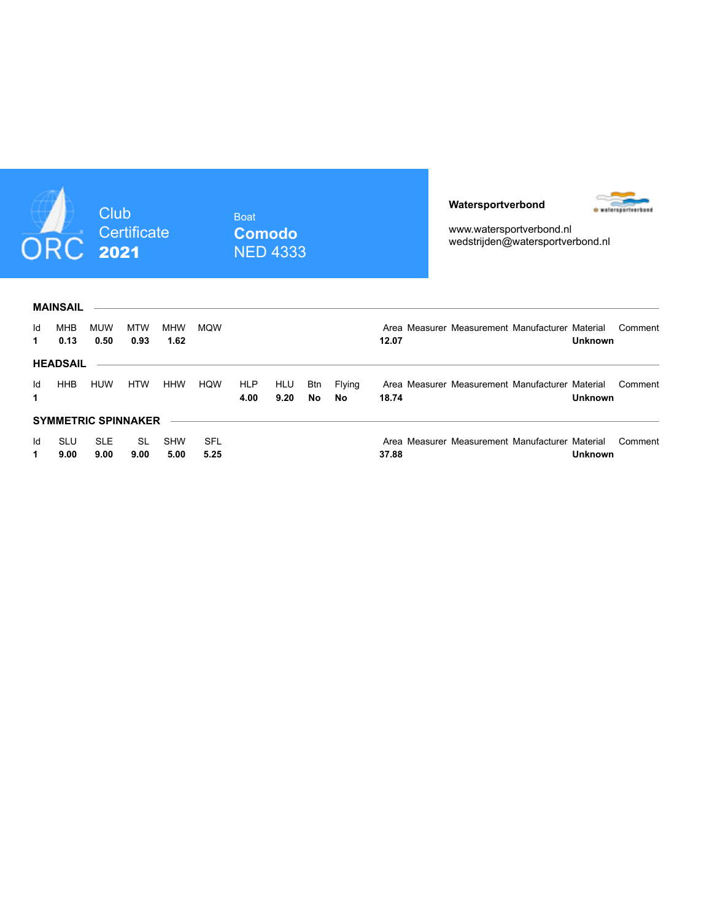ORC Club Certificate 2021

Boat
**Comodo**
NED 4333

**Watersportverbond**

www.watersportverbond.nl
wedstrijden@watersportverbond.nl

## MAINSAIL

| Id | MHB | MUW | MTW | MHW | MQW | Area | Measurer | Measurement | Manufacturer | Material | Comment |
|---|---|---|---|---|---|---|---|---|---|---|---|
| **1** | **0.13** | **0.50** | **0.93** | **1.62** | | **12.07** | | | | **Unknown** | |

## HEADSAIL

| Id | HHB | HUW | HTW | HHW | HQW | HLP | HLU | Btn | Flying | Area | Measurer | Measurement | Manufacturer | Material | Comment |
|---|---|---|---|---|---|---|---|---|---|---|---|---|---|---|---|
| **1** | | | | | | **4.00** | **9.20** | **No** | **No** | **18.74** | | | | **Unknown** | |

## SYMMETRIC SPINNAKER

| Id | SLU | SLE | SL | SHW | SFL | Area | Measurer | Measurement | Manufacturer | Material | Comment |
|---|---|---|---|---|---|---|---|---|---|---|---|
| **1** | **9.00** | **9.00** | **9.00** | **5.00** | **5.25** | **37.88** | | | | **Unknown** | |